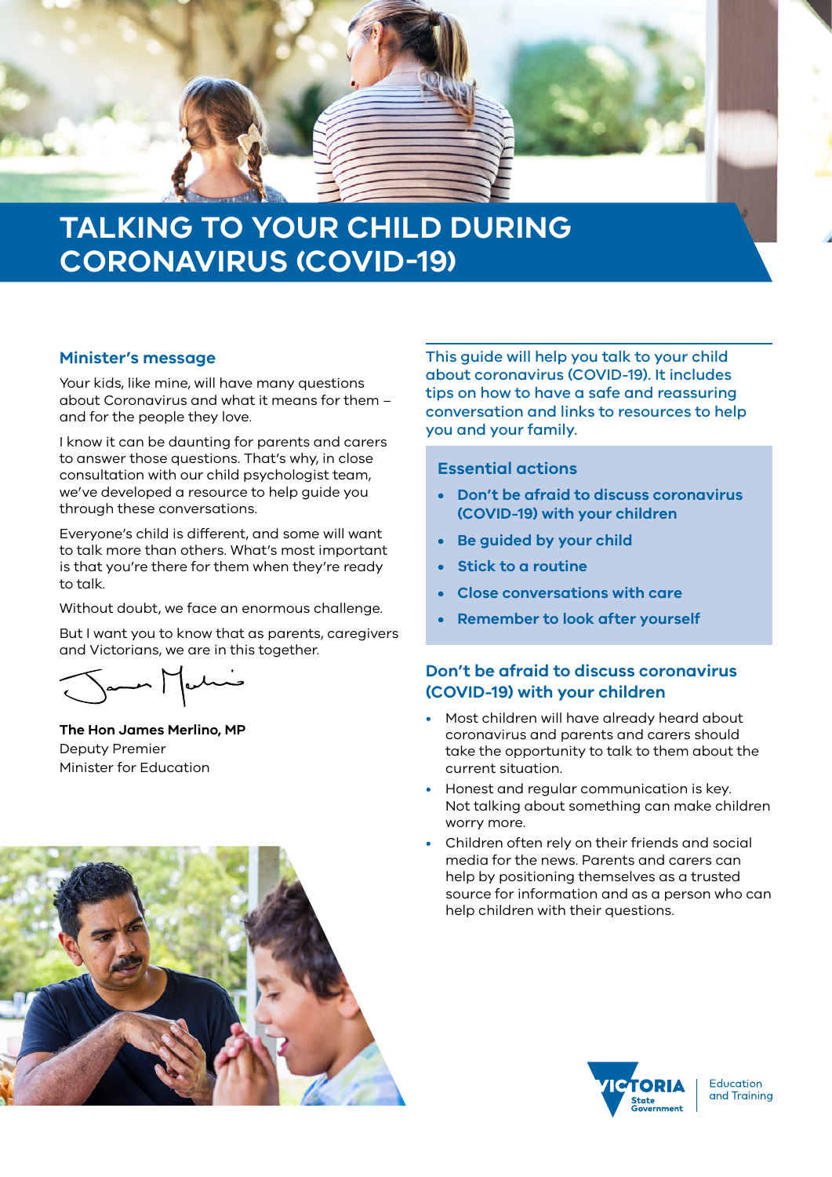# TALKING TO YOUR CHILD DURING CORONAVIRUS (COVID-19)

## Minister's message

Your kids, like mine, will have many questions about Coronavirus and what it means for them – and for the people they love.

I know it can be daunting for parents and carers to answer those questions. That's why, in close consultation with our child psychologist team, we've developed a resource to help guide you through these conversations.

Everyone's child is different, and some will want to talk more than others. What's most important is that you're there for them when they're ready to talk.

Without doubt, we face an enormous challenge.

But I want you to know that as parents, caregivers and Victorians, we are in this together.

**The Hon James Merlino, MP**
Deputy Premier
Minister for Education

This guide will help you talk to your child about coronavirus (COVID-19). It includes tips on how to have a safe and reassuring conversation and links to resources to help you and your family.

### Essential actions

- **Don't be afraid to discuss coronavirus (COVID-19) with your children**
- **Be guided by your child**
- **Stick to a routine**
- **Close conversations with care**
- **Remember to look after yourself**

## Don't be afraid to discuss coronavirus (COVID-19) with your children

- Most children will have already heard about coronavirus and parents and carers should take the opportunity to talk to them about the current situation.
- Honest and regular communication is key. Not talking about something can make children worry more.
- Children often rely on their friends and social media for the news. Parents and carers can help by positioning themselves as a trusted source for information and as a person who can help children with their questions.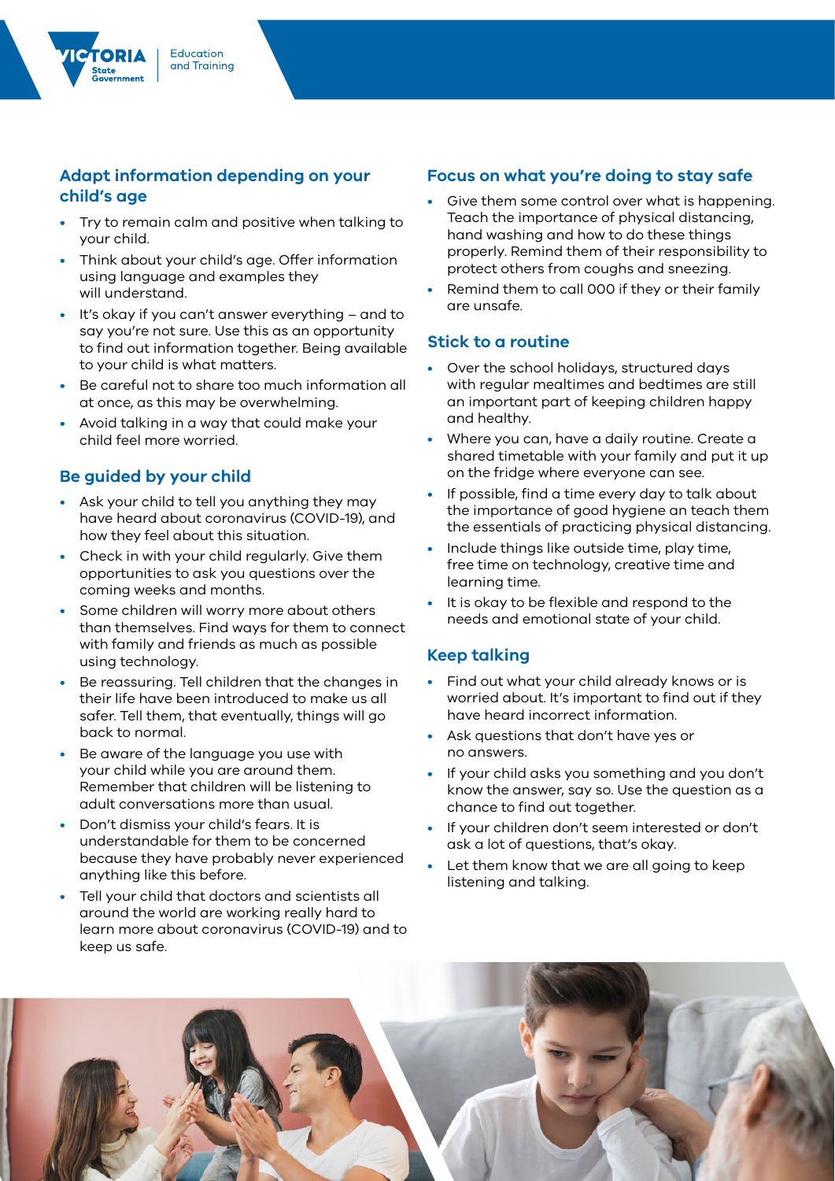## Adapt information depending on your child's age

- Try to remain calm and positive when talking to your child.
- Think about your child's age. Offer information using language and examples they will understand.
- It's okay if you can't answer everything – and to say you're not sure. Use this as an opportunity to find out information together. Being available to your child is what matters.
- Be careful not to share too much information all at once, as this may be overwhelming.
- Avoid talking in a way that could make your child feel more worried.

## Be guided by your child

- Ask your child to tell you anything they may have heard about coronavirus (COVID-19), and how they feel about this situation.
- Check in with your child regularly. Give them opportunities to ask you questions over the coming weeks and months.
- Some children will worry more about others than themselves. Find ways for them to connect with family and friends as much as possible using technology.
- Be reassuring. Tell children that the changes in their life have been introduced to make us all safer. Tell them, that eventually, things will go back to normal.
- Be aware of the language you use with your child while you are around them. Remember that children will be listening to adult conversations more than usual.
- Don't dismiss your child's fears. It is understandable for them to be concerned because they have probably never experienced anything like this before.
- Tell your child that doctors and scientists all around the world are working really hard to learn more about coronavirus (COVID-19) and to keep us safe.

## Focus on what you're doing to stay safe

- Give them some control over what is happening. Teach the importance of physical distancing, hand washing and how to do these things properly. Remind them of their responsibility to protect others from coughs and sneezing.
- Remind them to call 000 if they or their family are unsafe.

## Stick to a routine

- Over the school holidays, structured days with regular mealtimes and bedtimes are still an important part of keeping children happy and healthy.
- Where you can, have a daily routine. Create a shared timetable with your family and put it up on the fridge where everyone can see.
- If possible, find a time every day to talk about the importance of good hygiene an teach them the essentials of practicing physical distancing.
- Include things like outside time, play time, free time on technology, creative time and learning time.
- It is okay to be flexible and respond to the needs and emotional state of your child.

## Keep talking

- Find out what your child already knows or is worried about. It's important to find out if they have heard incorrect information.
- Ask questions that don't have yes or no answers.
- If your child asks you something and you don't know the answer, say so. Use the question as a chance to find out together.
- If your children don't seem interested or don't ask a lot of questions, that's okay.
- Let them know that we are all going to keep listening and talking.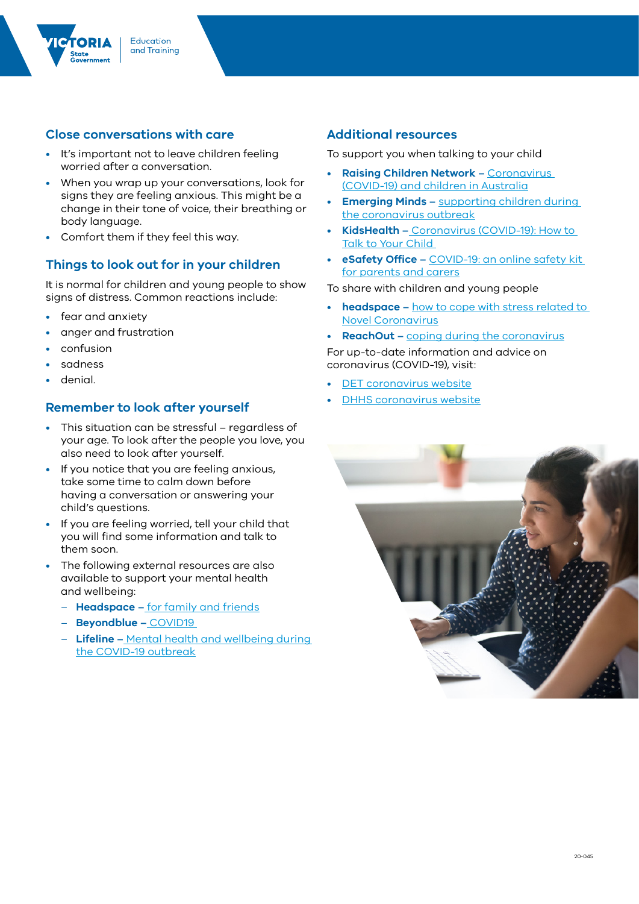## Close conversations with care

- It's important not to leave children feeling worried after a conversation.
- When you wrap up your conversations, look for signs they are feeling anxious. This might be a change in their tone of voice, their breathing or body language.
- Comfort them if they feel this way.

## Things to look out for in your children

It is normal for children and young people to show signs of distress. Common reactions include:

- fear and anxiety
- anger and frustration
- confusion
- sadness
- denial.

## Remember to look after yourself

- This situation can be stressful – regardless of your age. To look after the people you love, you also need to look after yourself.
- If you notice that you are feeling anxious, take some time to calm down before having a conversation or answering your child's questions.
- If you are feeling worried, tell your child that you will find some information and talk to them soon.
- The following external resources are also available to support your mental health and wellbeing:
  - **Headspace –** for family and friends
  - **Beyondblue –** COVID19
  - **Lifeline –** Mental health and wellbeing during the COVID-19 outbreak

## Additional resources

To support you when talking to your child

- **Raising Children Network –** Coronavirus (COVID-19) and children in Australia
- **Emerging Minds –** supporting children during the coronavirus outbreak
- **KidsHealth –** Coronavirus (COVID-19): How to Talk to Your Child
- **eSafety Office –** COVID-19: an online safety kit for parents and carers

To share with children and young people

- **headspace –** how to cope with stress related to Novel Coronavirus
- **ReachOut –** coping during the coronavirus

For up-to-date information and advice on coronavirus (COVID-19), visit:

- DET coronavirus website
- DHHS coronavirus website

20-045